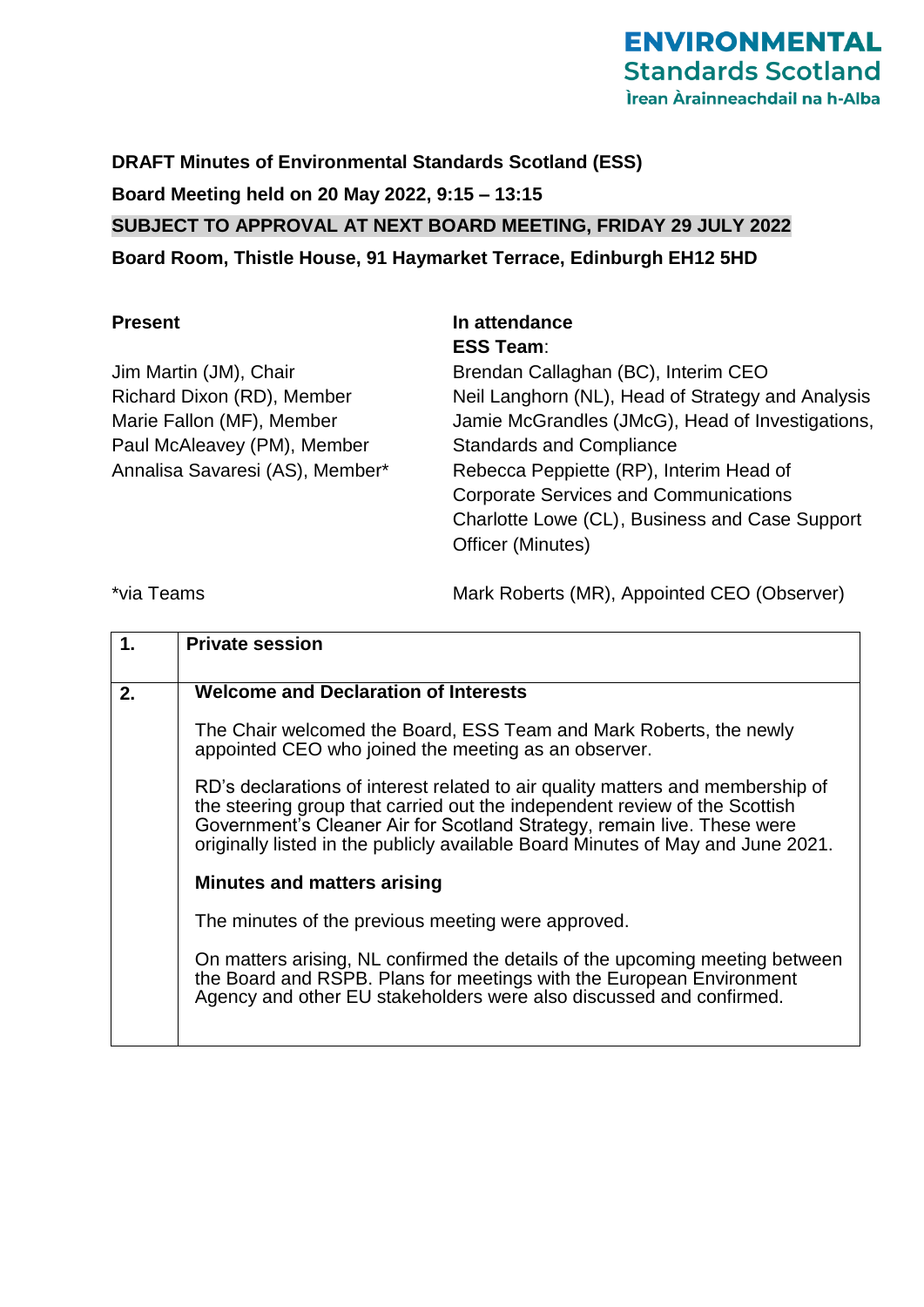ENVIRONMENTAL Standards Scotland
Ìrean Àrainneachdail na h-Alba

**DRAFT Minutes of Environmental Standards Scotland (ESS)**

**Board Meeting held on 20 May 2022, 9:15 – 13:15**

**SUBJECT TO APPROVAL AT NEXT BOARD MEETING, FRIDAY 29 JULY 2022**

**Board Room, Thistle House, 91 Haymarket Terrace, Edinburgh EH12 5HD**

**Present**

Jim Martin (JM), Chair
Richard Dixon (RD), Member
Marie Fallon (MF), Member
Paul McAleavey (PM), Member
Annalisa Savaresi (AS), Member*

*via Teams

**In attendance**
**ESS Team**:
Brendan Callaghan (BC), Interim CEO
Neil Langhorn (NL), Head of Strategy and Analysis
Jamie McGrandles (JMcG), Head of Investigations, Standards and Compliance
Rebecca Peppiette (RP), Interim Head of Corporate Services and Communications
Charlotte Lowe (CL), Business and Case Support Officer (Minutes)

Mark Roberts (MR), Appointed CEO (Observer)

| | |
|---|---|
| **1.** | **Private session** |
| **2.** | **Welcome and Declaration of Interests**<br><br>The Chair welcomed the Board, ESS Team and Mark Roberts, the newly appointed CEO who joined the meeting as an observer.<br><br>RD's declarations of interest related to air quality matters and membership of the steering group that carried out the independent review of the Scottish Government's Cleaner Air for Scotland Strategy, remain live. These were originally listed in the publicly available Board Minutes of May and June 2021.<br><br>**Minutes and matters arising**<br><br>The minutes of the previous meeting were approved.<br><br>On matters arising, NL confirmed the details of the upcoming meeting between the Board and RSPB. Plans for meetings with the European Environment Agency and other EU stakeholders were also discussed and confirmed. |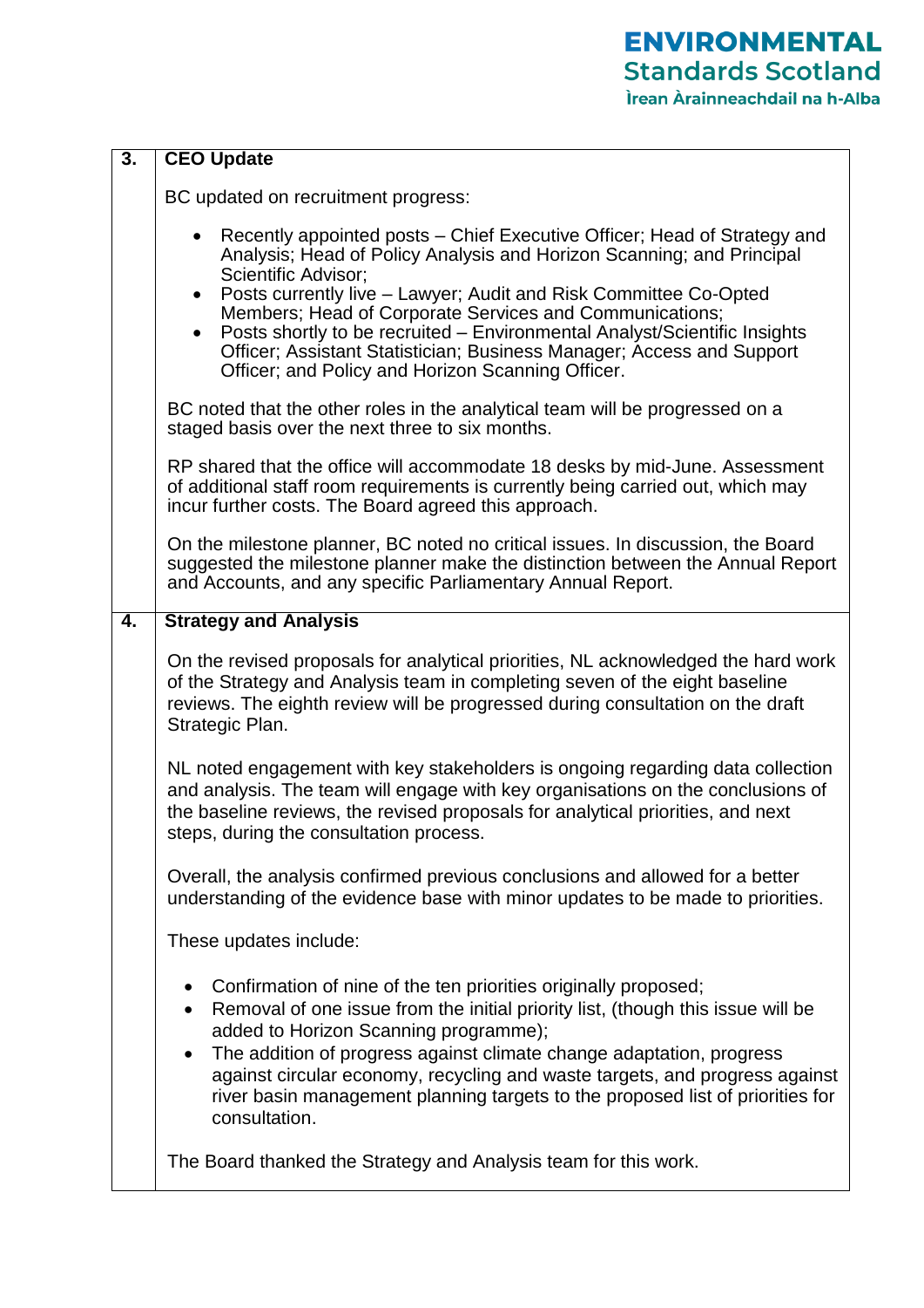| 3. | **CEO Update** |
|---|---|
| | BC updated on recruitment progress:<br><br>• Recently appointed posts – Chief Executive Officer; Head of Strategy and Analysis; Head of Policy Analysis and Horizon Scanning; and Principal Scientific Advisor;<br>• Posts currently live – Lawyer; Audit and Risk Committee Co-Opted Members; Head of Corporate Services and Communications;<br>• Posts shortly to be recruited – Environmental Analyst/Scientific Insights Officer; Assistant Statistician; Business Manager; Access and Support Officer; and Policy and Horizon Scanning Officer.<br><br>BC noted that the other roles in the analytical team will be progressed on a staged basis over the next three to six months.<br><br>RP shared that the office will accommodate 18 desks by mid-June. Assessment of additional staff room requirements is currently being carried out, which may incur further costs. The Board agreed this approach.<br><br>On the milestone planner, BC noted no critical issues. In discussion, the Board suggested the milestone planner make the distinction between the Annual Report and Accounts, and any specific Parliamentary Annual Report. |
| **4.** | **Strategy and Analysis** |
| | On the revised proposals for analytical priorities, NL acknowledged the hard work of the Strategy and Analysis team in completing seven of the eight baseline reviews. The eighth review will be progressed during consultation on the draft Strategic Plan.<br><br>NL noted engagement with key stakeholders is ongoing regarding data collection and analysis. The team will engage with key organisations on the conclusions of the baseline reviews, the revised proposals for analytical priorities, and next steps, during the consultation process.<br><br>Overall, the analysis confirmed previous conclusions and allowed for a better understanding of the evidence base with minor updates to be made to priorities.<br><br>These updates include:<br><br>• Confirmation of nine of the ten priorities originally proposed;<br>• Removal of one issue from the initial priority list, (though this issue will be added to Horizon Scanning programme);<br>• The addition of progress against climate change adaptation, progress against circular economy, recycling and waste targets, and progress against river basin management planning targets to the proposed list of priorities for consultation.<br><br>The Board thanked the Strategy and Analysis team for this work. |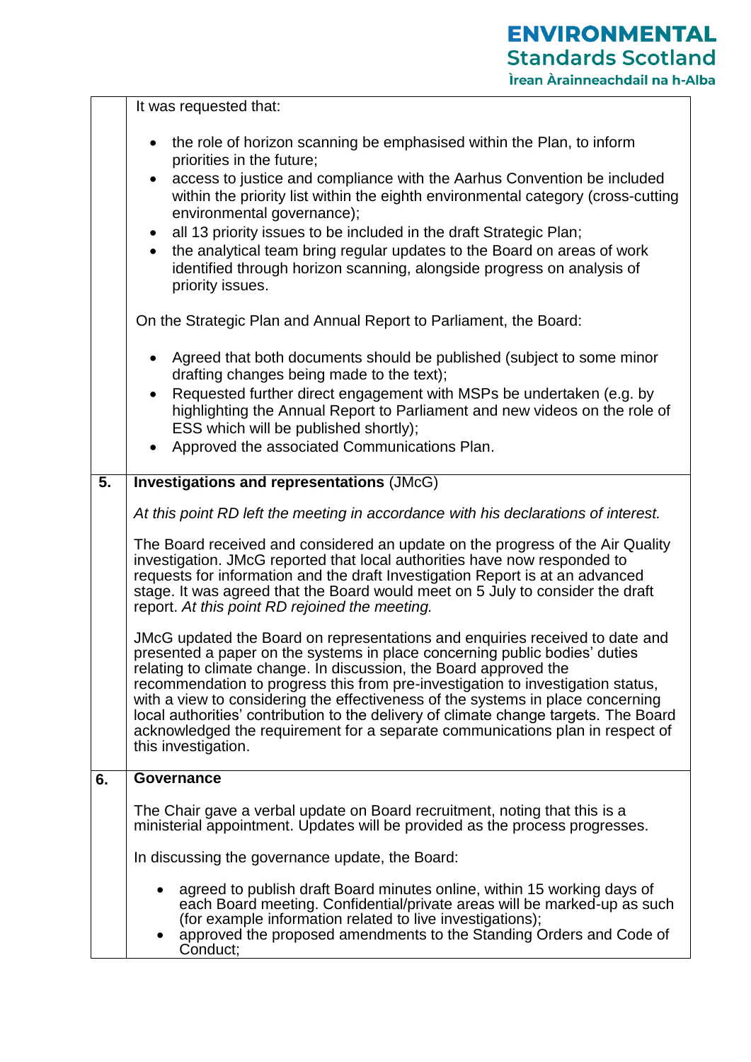| | |
|---|---|
| | It was requested that:<br><br>• the role of horizon scanning be emphasised within the Plan, to inform priorities in the future;<br>• access to justice and compliance with the Aarhus Convention be included within the priority list within the eighth environmental category (cross-cutting environmental governance);<br>• all 13 priority issues to be included in the draft Strategic Plan;<br>• the analytical team bring regular updates to the Board on areas of work identified through horizon scanning, alongside progress on analysis of priority issues.<br><br>On the Strategic Plan and Annual Report to Parliament, the Board:<br><br>• Agreed that both documents should be published (subject to some minor drafting changes being made to the text);<br>• Requested further direct engagement with MSPs be undertaken (e.g. by highlighting the Annual Report to Parliament and new videos on the role of ESS which will be published shortly);<br>• Approved the associated Communications Plan. |
| **5.** | **Investigations and representations** (JMcG)<br><br>*At this point RD left the meeting in accordance with his declarations of interest.*<br><br>The Board received and considered an update on the progress of the Air Quality investigation. JMcG reported that local authorities have now responded to requests for information and the draft Investigation Report is at an advanced stage. It was agreed that the Board would meet on 5 July to consider the draft report. *At this point RD rejoined the meeting.*<br><br>JMcG updated the Board on representations and enquiries received to date and presented a paper on the systems in place concerning public bodies' duties relating to climate change. In discussion, the Board approved the recommendation to progress this from pre-investigation to investigation status, with a view to considering the effectiveness of the systems in place concerning local authorities' contribution to the delivery of climate change targets. The Board acknowledged the requirement for a separate communications plan in respect of this investigation. |
| **6.** | **Governance**<br><br>The Chair gave a verbal update on Board recruitment, noting that this is a ministerial appointment. Updates will be provided as the process progresses.<br><br>In discussing the governance update, the Board:<br><br>• agreed to publish draft Board minutes online, within 15 working days of each Board meeting. Confidential/private areas will be marked-up as such (for example information related to live investigations);<br>• approved the proposed amendments to the Standing Orders and Code of Conduct; |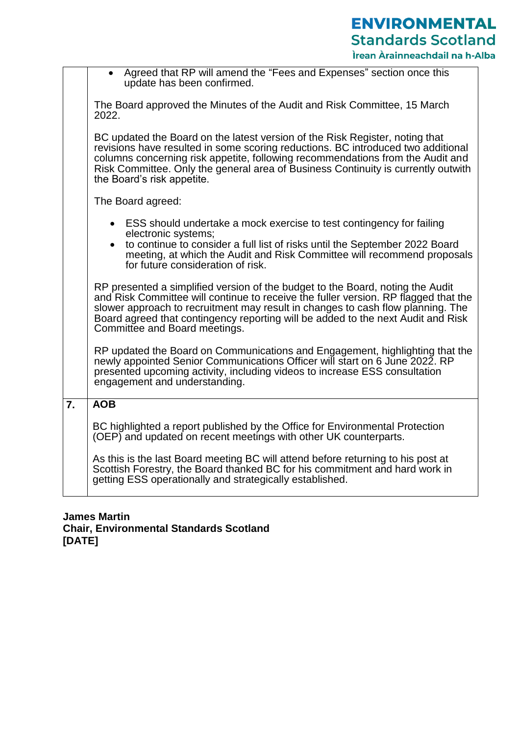| | |
|---|---|
| | • Agreed that RP will amend the "Fees and Expenses" section once this update has been confirmed.<br><br>The Board approved the Minutes of the Audit and Risk Committee, 15 March 2022.<br><br>BC updated the Board on the latest version of the Risk Register, noting that revisions have resulted in some scoring reductions. BC introduced two additional columns concerning risk appetite, following recommendations from the Audit and Risk Committee. Only the general area of Business Continuity is currently outwith the Board's risk appetite.<br><br>The Board agreed:<br><br>• ESS should undertake a mock exercise to test contingency for failing electronic systems;<br>• to continue to consider a full list of risks until the September 2022 Board meeting, at which the Audit and Risk Committee will recommend proposals for future consideration of risk.<br><br>RP presented a simplified version of the budget to the Board, noting the Audit and Risk Committee will continue to receive the fuller version. RP flagged that the slower approach to recruitment may result in changes to cash flow planning. The Board agreed that contingency reporting will be added to the next Audit and Risk Committee and Board meetings.<br><br>RP updated the Board on Communications and Engagement, highlighting that the newly appointed Senior Communications Officer will start on 6 June 2022. RP presented upcoming activity, including videos to increase ESS consultation engagement and understanding. |
| **7.** | **AOB**<br><br>BC highlighted a report published by the Office for Environmental Protection (OEP) and updated on recent meetings with other UK counterparts.<br><br>As this is the last Board meeting BC will attend before returning to his post at Scottish Forestry, the Board thanked BC for his commitment and hard work in getting ESS operationally and strategically established. |

**James Martin**
**Chair, Environmental Standards Scotland**
**[DATE]**